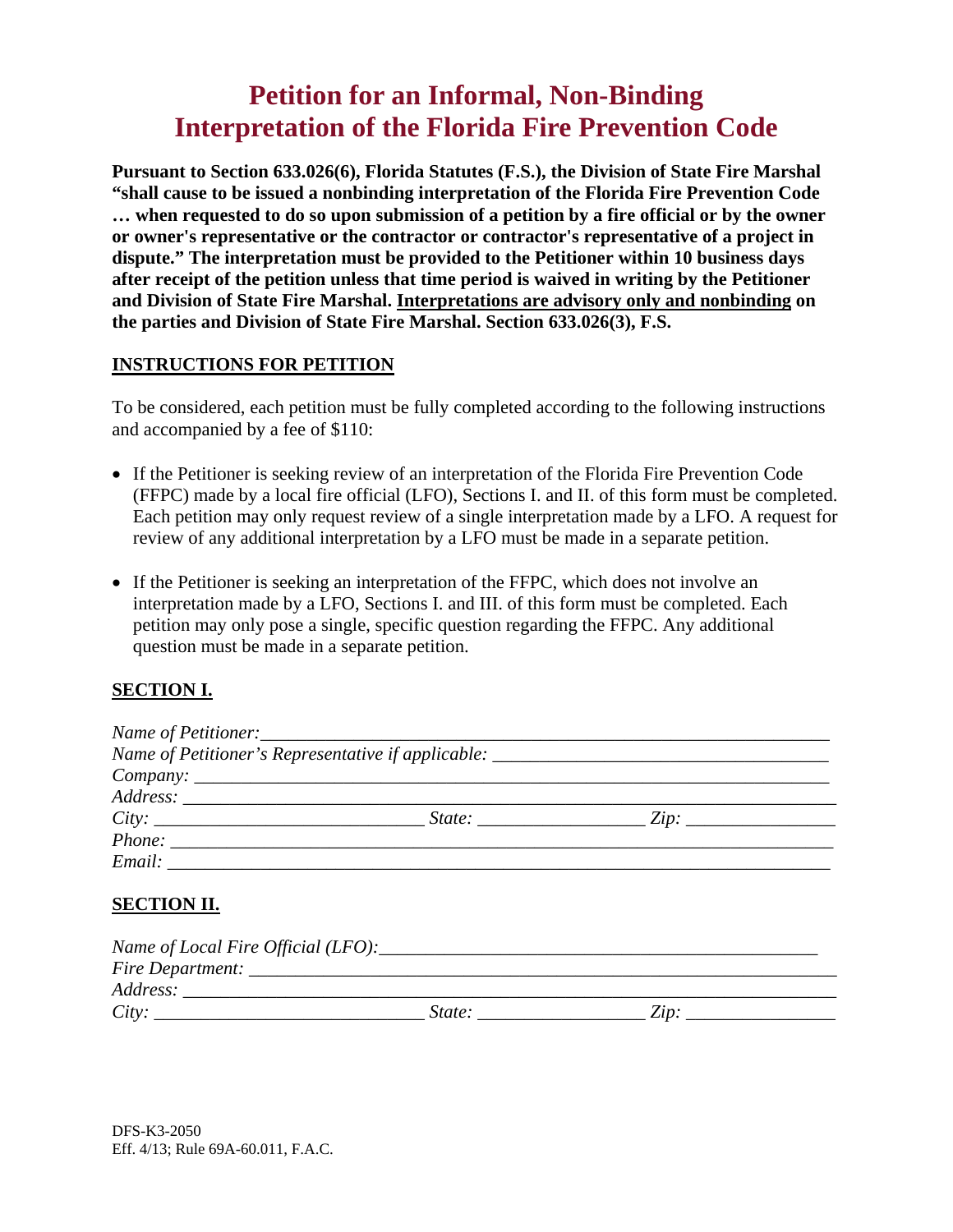# Petition for an Informal, Non-Binding Interpretation of the Florida Fire Prevention Code

**Pursuant to Section 633.026(6), Florida Statutes (F.S.), the Division of State Fire Marshal "shall cause to be issued a nonbinding interpretation of the Florida Fire Prevention Code … when requested to do so upon submission of a petition by a fire official or by the owner or owner's representative or the contractor or contractor's representative of a project in dispute." The interpretation must be provided to the Petitioner within 10 business days after receipt of the petition unless that time period is waived in writing by the Petitioner and Division of State Fire Marshal. <u>Interpretations are advisory only and nonbinding</u> on the parties and Division of State Fire Marshal. Section 633.026(3), F.S.**

## <u>INSTRUCTIONS FOR PETITION</u>

To be considered, each petition must be fully completed according to the following instructions and accompanied by a fee of $110:

- If the Petitioner is seeking review of an interpretation of the Florida Fire Prevention Code (FFPC) made by a local fire official (LFO), Sections I. and II. of this form must be completed. Each petition may only request review of a single interpretation made by a LFO. A request for review of any additional interpretation by a LFO must be made in a separate petition.

- If the Petitioner is seeking an interpretation of the FFPC, which does not involve an interpretation made by a LFO, Sections I. and III. of this form must be completed. Each petition may only pose a single, specific question regarding the FFPC. Any additional question must be made in a separate petition.

## <u>SECTION I.</u>

*Name of Petitioner:* ______________________________

*Name of Petitioner's Representative if applicable:* ______________________________

*Company:* ______________________________

*Address:* ______________________________

*City:* ______________ *State:* ______________ *Zip:* ______________

*Phone:* ______________________________

*Email:* ______________________________

## <u>SECTION II.</u>

*Name of Local Fire Official (LFO):* ______________________________

*Fire Department:* ______________________________

*Address:* ______________________________

*City:* ______________ *State:* ______________ *Zip:* ______________

DFS-K3-2050
Eff. 4/13; Rule 69A-60.011, F.A.C.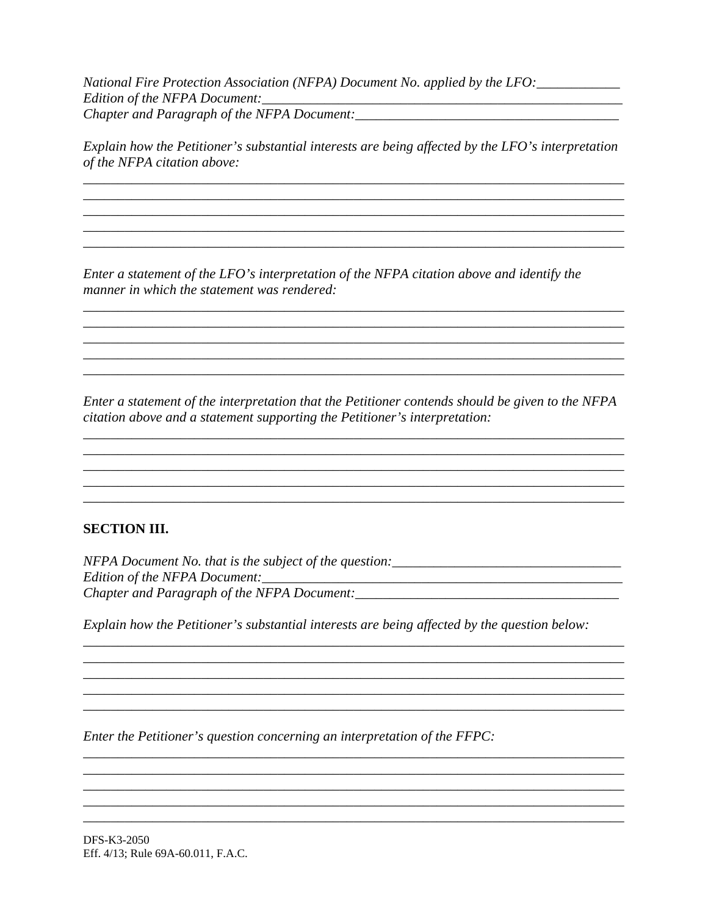*National Fire Protection Association (NFPA) Document No. applied by the LFO:____________*
*Edition of the NFPA Document:_______________________________________________*
*Chapter and Paragraph of the NFPA Document:_____________________________________*

*Explain how the Petitioner's substantial interests are being affected by the LFO's interpretation of the NFPA citation above:*

_______________________________________________________________________________
_______________________________________________________________________________
_______________________________________________________________________________
_______________________________________________________________________________
_______________________________________________________________________________

*Enter a statement of the LFO's interpretation of the NFPA citation above and identify the manner in which the statement was rendered:*

_______________________________________________________________________________
_______________________________________________________________________________
_______________________________________________________________________________
_______________________________________________________________________________
_______________________________________________________________________________

*Enter a statement of the interpretation that the Petitioner contends should be given to the NFPA citation above and a statement supporting the Petitioner's interpretation:*

_______________________________________________________________________________
_______________________________________________________________________________
_______________________________________________________________________________
_______________________________________________________________________________
_______________________________________________________________________________

## SECTION III.

*NFPA Document No. that is the subject of the question:________________________________*
*Edition of the NFPA Document:_______________________________________________*
*Chapter and Paragraph of the NFPA Document:_____________________________________*

*Explain how the Petitioner's substantial interests are being affected by the question below:*

_______________________________________________________________________________
_______________________________________________________________________________
_______________________________________________________________________________
_______________________________________________________________________________
_______________________________________________________________________________

*Enter the Petitioner's question concerning an interpretation of the FFPC:*

_______________________________________________________________________________
_______________________________________________________________________________
_______________________________________________________________________________
_______________________________________________________________________________
_______________________________________________________________________________

DFS-K3-2050
Eff. 4/13; Rule 69A-60.011, F.A.C.